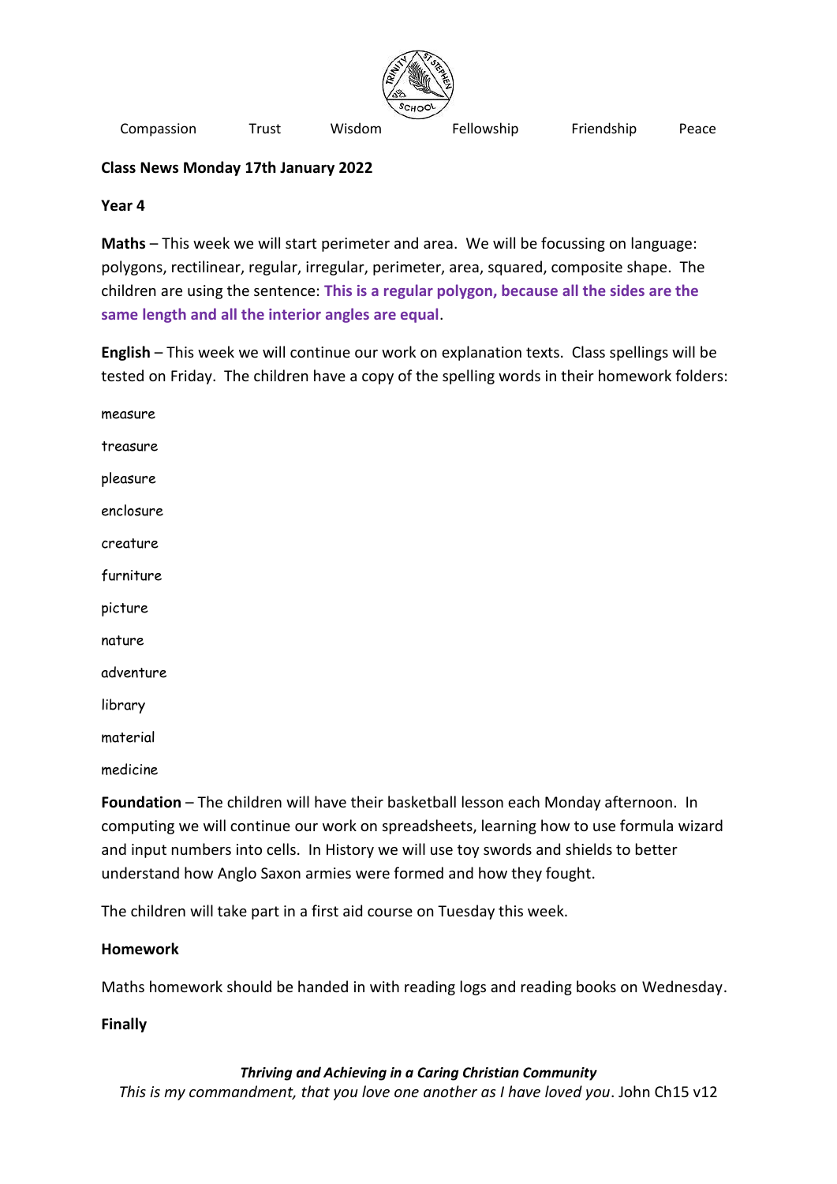Compassion Trust Wisdom Fellowship Friendship Peace

**Class News Monday 17th January 2022**

**Year 4**

**Maths** – This week we will start perimeter and area. We will be focussing on language: polygons, rectilinear, regular, irregular, perimeter, area, squared, composite shape. The children are using the sentence: **This is a regular polygon, because all the sides are the same length and all the interior angles are equal**.

**English** – This week we will continue our work on explanation texts. Class spellings will be tested on Friday. The children have a copy of the spelling words in their homework folders:

measure

treasure

pleasure

enclosure

creature

furniture

picture

nature

adventure

library

material

medicine

**Foundation** – The children will have their basketball lesson each Monday afternoon. In computing we will continue our work on spreadsheets, learning how to use formula wizard and input numbers into cells. In History we will use toy swords and shields to better understand how Anglo Saxon armies were formed and how they fought.

The children will take part in a first aid course on Tuesday this week.

**Homework**

Maths homework should be handed in with reading logs and reading books on Wednesday.

**Finally**

***Thriving and Achieving in a Caring Christian Community***

*This is my commandment, that you love one another as I have loved you*. John Ch15 v12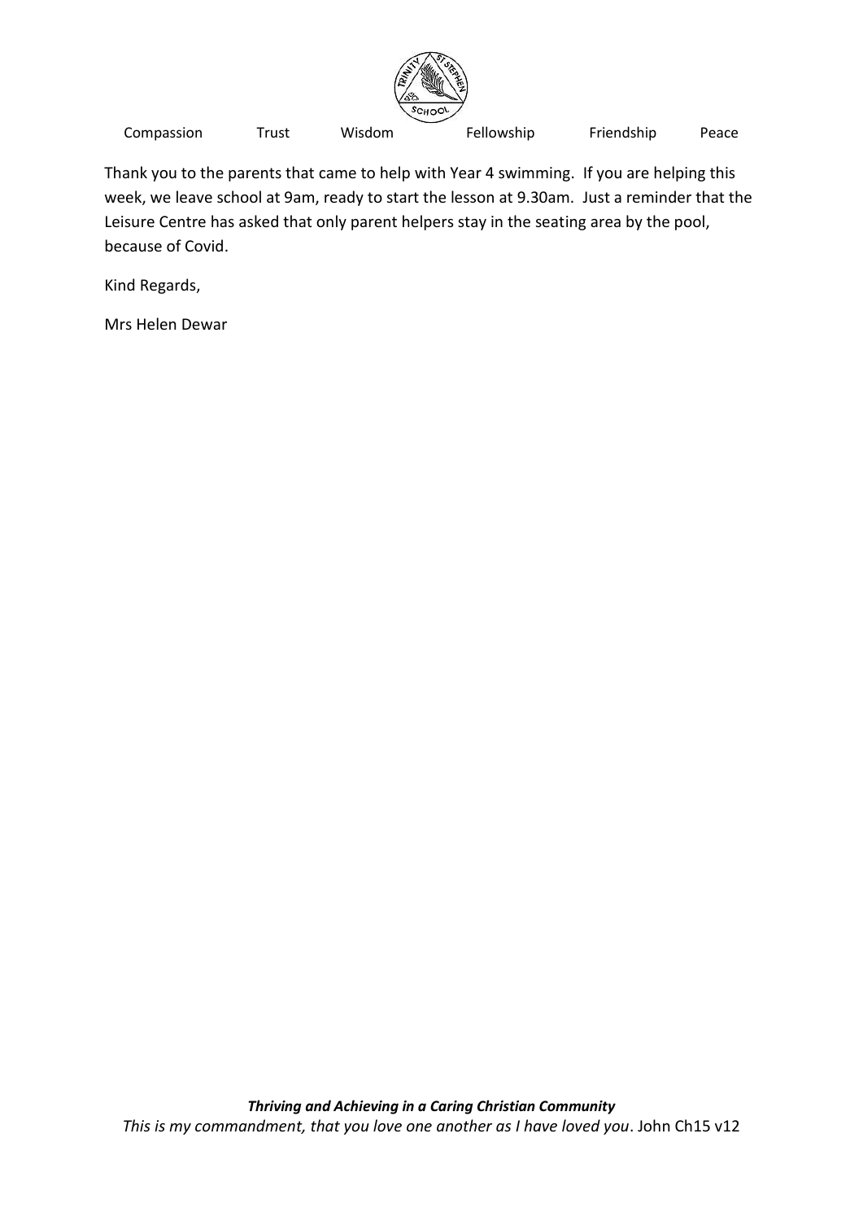Compassion Trust Wisdom Fellowship Friendship Peace

Thank you to the parents that came to help with Year 4 swimming. If you are helping this week, we leave school at 9am, ready to start the lesson at 9.30am. Just a reminder that the Leisure Centre has asked that only parent helpers stay in the seating area by the pool, because of Covid.

Kind Regards,

Mrs Helen Dewar

***Thriving and Achieving in a Caring Christian Community***

*This is my commandment, that you love one another as I have loved you*. John Ch15 v12